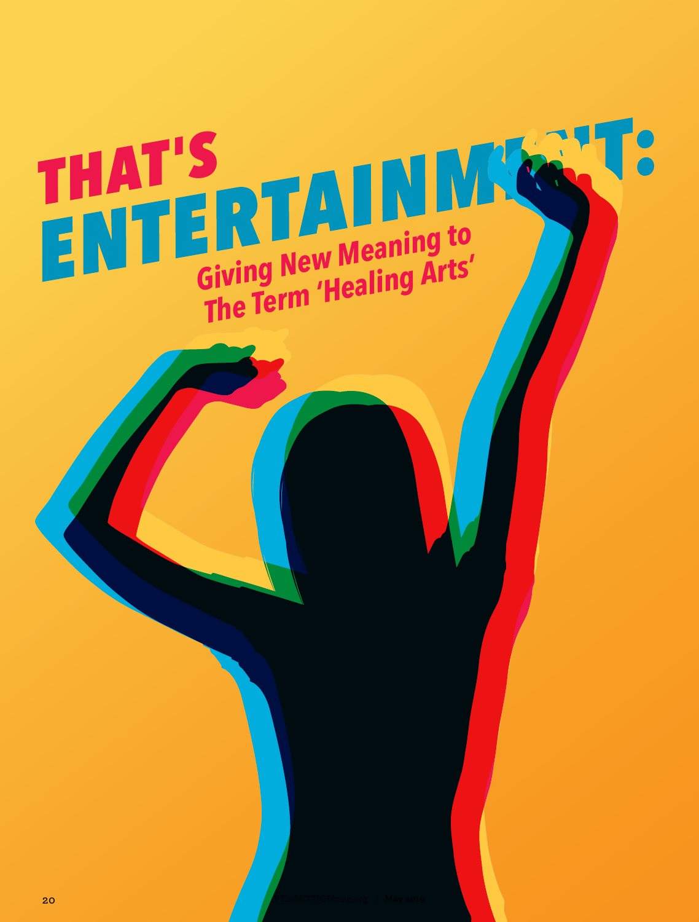# THAT'S ENTERTAINMENT:

## Giving New Meaning to The Term 'Healing Arts'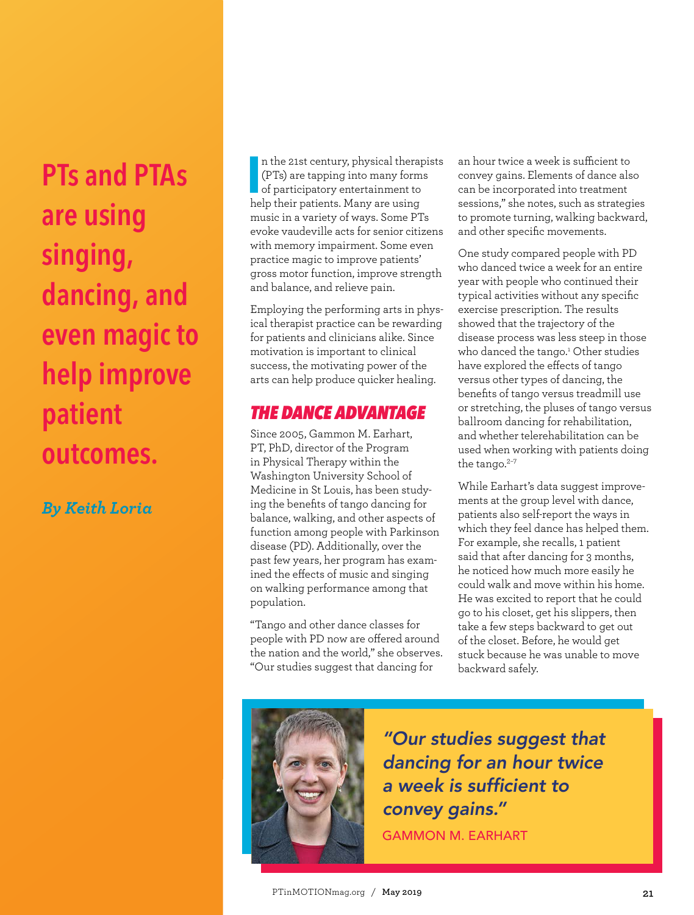# PTs and PTAs are using singing, dancing, and even magic to help improve patient outcomes.

*By Keith Loria*

In the 21st century, physical therapists (PTs) are tapping into many forms of participatory entertainment to help their patients. Many are using music in a variety of ways. Some PTs evoke vaudeville acts for senior citizens with memory impairment. Some even practice magic to improve patients' gross motor function, improve strength and balance, and relieve pain.

Employing the performing arts in physical therapist practice can be rewarding for patients and clinicians alike. Since motivation is important to clinical success, the motivating power of the arts can help produce quicker healing.

## THE DANCE ADVANTAGE

Since 2005, Gammon M. Earhart, PT, PhD, director of the Program in Physical Therapy within the Washington University School of Medicine in St Louis, has been studying the benefits of tango dancing for balance, walking, and other aspects of function among people with Parkinson disease (PD). Additionally, over the past few years, her program has examined the effects of music and singing on walking performance among that population.

"Tango and other dance classes for people with PD now are offered around the nation and the world," she observes. "Our studies suggest that dancing for an hour twice a week is sufficient to convey gains. Elements of dance also can be incorporated into treatment sessions," she notes, such as strategies to promote turning, walking backward, and other specific movements.

One study compared people with PD who danced twice a week for an entire year with people who continued their typical activities without any specific exercise prescription. The results showed that the trajectory of the disease process was less steep in those who danced the tango.[1] Other studies have explored the effects of tango versus other types of dancing, the benefits of tango versus treadmill use or stretching, the pluses of tango versus ballroom dancing for rehabilitation, and whether telerehabilitation can be used when working with patients doing the tango.[2–7]

While Earhart's data suggest improvements at the group level with dance, patients also self-report the ways in which they feel dance has helped them. For example, she recalls, 1 patient said that after dancing for 3 months, he noticed how much more easily he could walk and move within his home. He was excited to report that he could go to his closet, get his slippers, then take a few steps backward to get out of the closet. Before, he would get stuck because he was unable to move backward safely.

> *"Our studies suggest that dancing for an hour twice a week is sufficient to convey gains."*
>
> GAMMON M. EARHART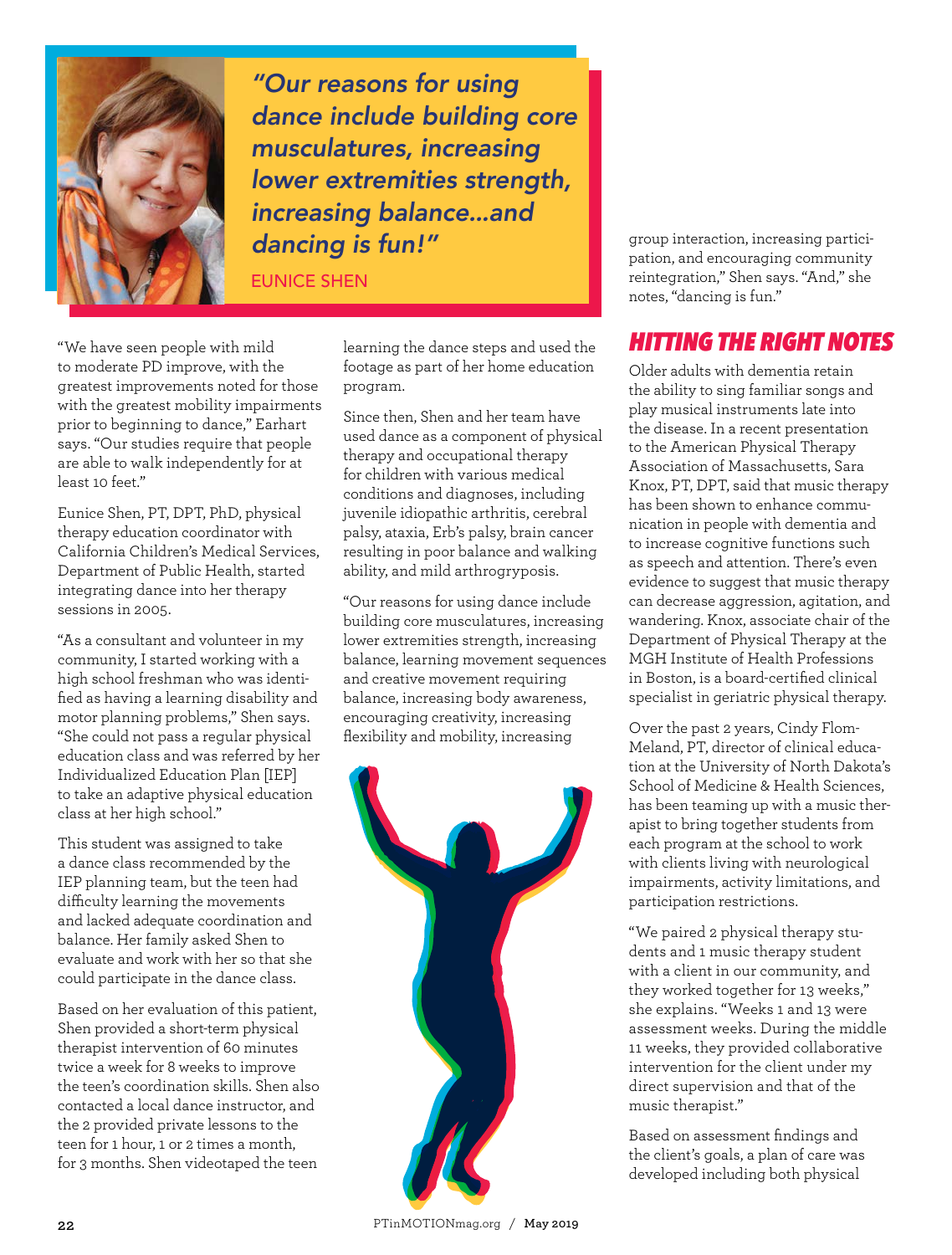> *"Our reasons for using dance include building core musculatures, increasing lower extremities strength, increasing balance...and dancing is fun!"*
>
> EUNICE SHEN

"We have seen people with mild to moderate PD improve, with the greatest improvements noted for those with the greatest mobility impairments prior to beginning to dance," Earhart says. "Our studies require that people are able to walk independently for at least 10 feet."

Eunice Shen, PT, DPT, PhD, physical therapy education coordinator with California Children's Medical Services, Department of Public Health, started integrating dance into her therapy sessions in 2005.

"As a consultant and volunteer in my community, I started working with a high school freshman who was identified as having a learning disability and motor planning problems," Shen says. "She could not pass a regular physical education class and was referred by her Individualized Education Plan [IEP] to take an adaptive physical education class at her high school."

This student was assigned to take a dance class recommended by the IEP planning team, but the teen had difficulty learning the movements and lacked adequate coordination and balance. Her family asked Shen to evaluate and work with her so that she could participate in the dance class.

Based on her evaluation of this patient, Shen provided a short-term physical therapist intervention of 60 minutes twice a week for 8 weeks to improve the teen's coordination skills. Shen also contacted a local dance instructor, and the 2 provided private lessons to the teen for 1 hour, 1 or 2 times a month, for 3 months. Shen videotaped the teen learning the dance steps and used the footage as part of her home education program.

Since then, Shen and her team have used dance as a component of physical therapy and occupational therapy for children with various medical conditions and diagnoses, including juvenile idiopathic arthritis, cerebral palsy, ataxia, Erb's palsy, brain cancer resulting in poor balance and walking ability, and mild arthrogryposis.

"Our reasons for using dance include building core musculatures, increasing lower extremities strength, increasing balance, learning movement sequences and creative movement requiring balance, increasing body awareness, encouraging creativity, increasing flexibility and mobility, increasing group interaction, increasing participation, and encouraging community reintegration," Shen says. "And," she notes, "dancing is fun."

## HITTING THE RIGHT NOTES

Older adults with dementia retain the ability to sing familiar songs and play musical instruments late into the disease. In a recent presentation to the American Physical Therapy Association of Massachusetts, Sara Knox, PT, DPT, said that music therapy has been shown to enhance communication in people with dementia and to increase cognitive functions such as speech and attention. There's even evidence to suggest that music therapy can decrease aggression, agitation, and wandering. Knox, associate chair of the Department of Physical Therapy at the MGH Institute of Health Professions in Boston, is a board-certified clinical specialist in geriatric physical therapy.

Over the past 2 years, Cindy Flom-Meland, PT, director of clinical education at the University of North Dakota's School of Medicine & Health Sciences, has been teaming up with a music therapist to bring together students from each program at the school to work with clients living with neurological impairments, activity limitations, and participation restrictions.

"We paired 2 physical therapy students and 1 music therapy student with a client in our community, and they worked together for 13 weeks," she explains. "Weeks 1 and 13 were assessment weeks. During the middle 11 weeks, they provided collaborative intervention for the client under my direct supervision and that of the music therapist."

Based on assessment findings and the client's goals, a plan of care was developed including both physical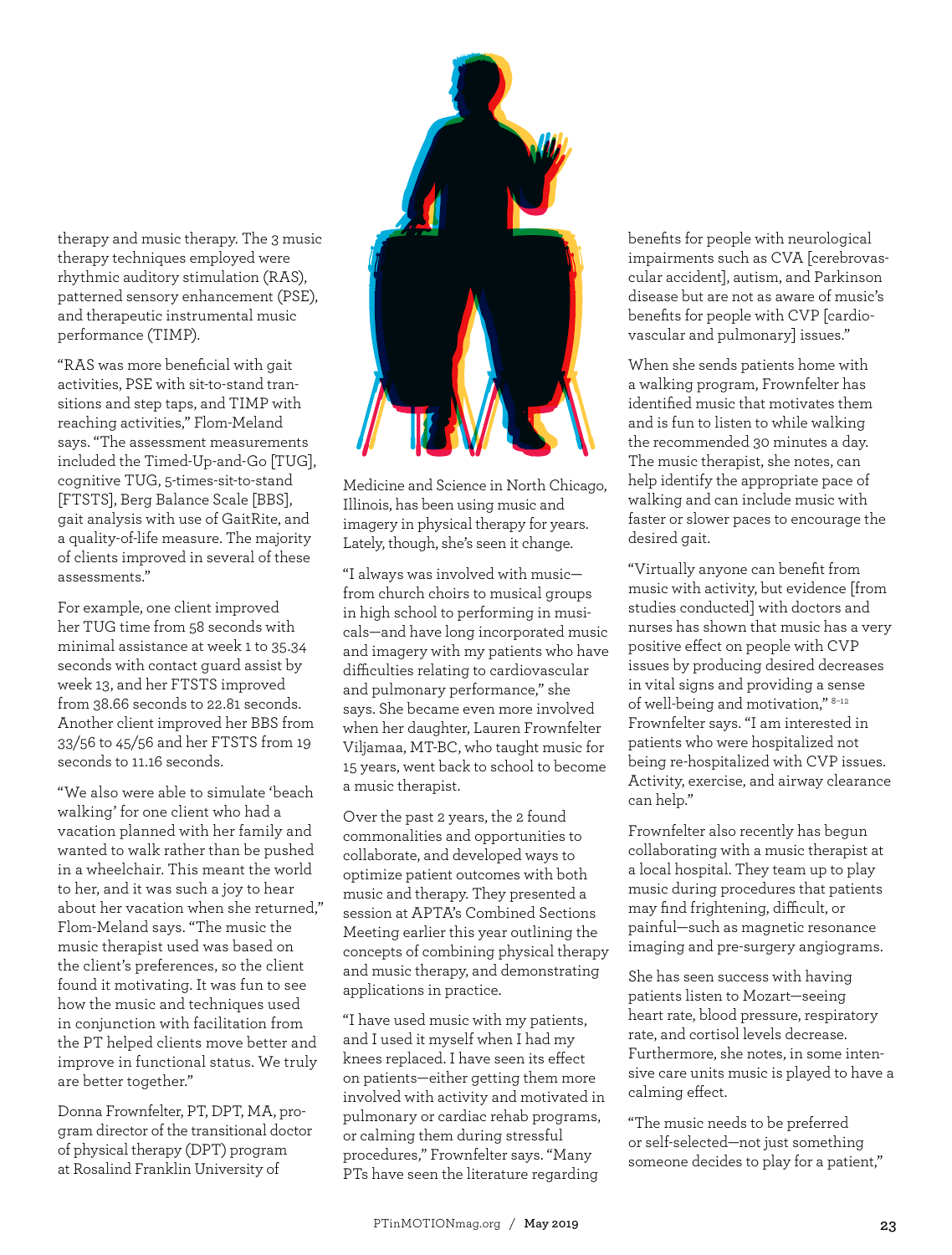therapy and music therapy. The 3 music therapy techniques employed were rhythmic auditory stimulation (RAS), patterned sensory enhancement (PSE), and therapeutic instrumental music performance (TIMP).

"RAS was more beneficial with gait activities, PSE with sit-to-stand transitions and step taps, and TIMP with reaching activities," Flom-Meland says. "The assessment measurements included the Timed-Up-and-Go [TUG], cognitive TUG, 5-times-sit-to-stand [FTSTS], Berg Balance Scale [BBS], gait analysis with use of GaitRite, and a quality-of-life measure. The majority of clients improved in several of these assessments."

For example, one client improved her TUG time from 58 seconds with minimal assistance at week 1 to 35.34 seconds with contact guard assist by week 13, and her FTSTS improved from 38.66 seconds to 22.81 seconds. Another client improved her BBS from 33/56 to 45/56 and her FTSTS from 19 seconds to 11.16 seconds.

"We also were able to simulate 'beach walking' for one client who had a vacation planned with her family and wanted to walk rather than be pushed in a wheelchair. This meant the world to her, and it was such a joy to hear about her vacation when she returned," Flom-Meland says. "The music the music therapist used was based on the client's preferences, so the client found it motivating. It was fun to see how the music and techniques used in conjunction with facilitation from the PT helped clients move better and improve in functional status. We truly are better together."

Donna Frownfelter, PT, DPT, MA, program director of the transitional doctor of physical therapy (DPT) program at Rosalind Franklin University of Medicine and Science in North Chicago, Illinois, has been using music and imagery in physical therapy for years. Lately, though, she's seen it change.

"I always was involved with music—from church choirs to musical groups in high school to performing in musicals—and have long incorporated music and imagery with my patients who have difficulties relating to cardiovascular and pulmonary performance," she says. She became even more involved when her daughter, Lauren Frownfelter Viljamaa, MT-BC, who taught music for 15 years, went back to school to become a music therapist.

Over the past 2 years, the 2 found commonalities and opportunities to collaborate, and developed ways to optimize patient outcomes with both music and therapy. They presented a session at APTA's Combined Sections Meeting earlier this year outlining the concepts of combining physical therapy and music therapy, and demonstrating applications in practice.

"I have used music with my patients, and I used it myself when I had my knees replaced. I have seen its effect on patients—either getting them more involved with activity and motivated in pulmonary or cardiac rehab programs, or calming them during stressful procedures," Frownfelter says. "Many PTs have seen the literature regarding benefits for people with neurological impairments such as CVA [cerebrovascular accident], autism, and Parkinson disease but are not as aware of music's benefits for people with CVP [cardiovascular and pulmonary] issues."

When she sends patients home with a walking program, Frownfelter has identified music that motivates them and is fun to listen to while walking the recommended 30 minutes a day. The music therapist, she notes, can help identify the appropriate pace of walking and can include music with faster or slower paces to encourage the desired gait.

"Virtually anyone can benefit from music with activity, but evidence [from studies conducted] with doctors and nurses has shown that music has a very positive effect on people with CVP issues by producing desired decreases in vital signs and providing a sense of well-being and motivation,"[8–12] Frownfelter says. "I am interested in patients who were hospitalized not being re-hospitalized with CVP issues. Activity, exercise, and airway clearance can help."

Frownfelter also recently has begun collaborating with a music therapist at a local hospital. They team up to play music during procedures that patients may find frightening, difficult, or painful—such as magnetic resonance imaging and pre-surgery angiograms.

She has seen success with having patients listen to Mozart—seeing heart rate, blood pressure, respiratory rate, and cortisol levels decrease. Furthermore, she notes, in some intensive care units music is played to have a calming effect.

"The music needs to be preferred or self-selected—not just something someone decides to play for a patient,"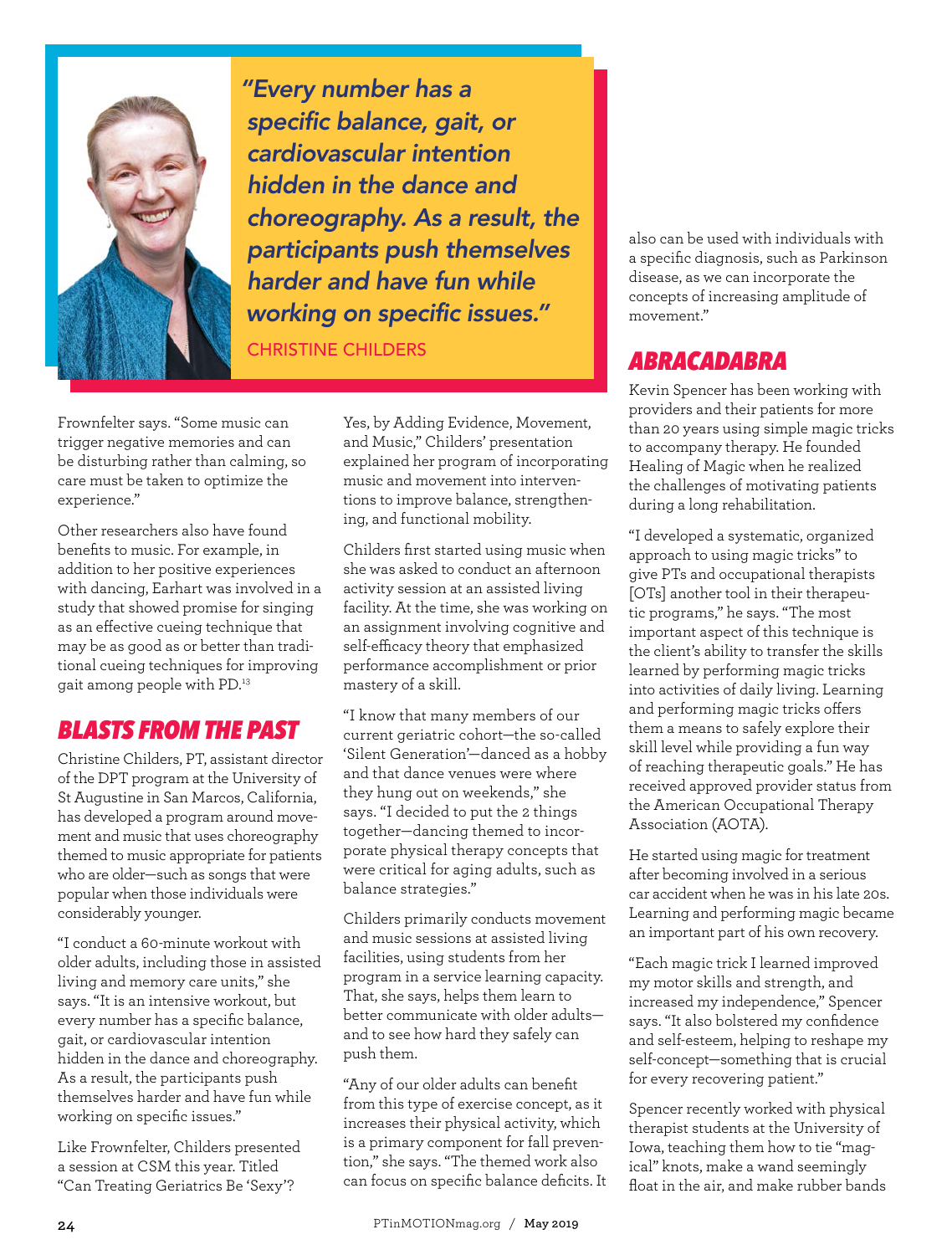> *"Every number has a specific balance, gait, or cardiovascular intention hidden in the dance and choreography. As a result, the participants push themselves harder and have fun while working on specific issues."*
>
> CHRISTINE CHILDERS

Frownfelter says. "Some music can trigger negative memories and can be disturbing rather than calming, so care must be taken to optimize the experience."

Other researchers also have found benefits to music. For example, in addition to her positive experiences with dancing, Earhart was involved in a study that showed promise for singing as an effective cueing technique that may be as good as or better than traditional cueing techniques for improving gait among people with PD.[13]

## BLASTS FROM THE PAST

Christine Childers, PT, assistant director of the DPT program at the University of St Augustine in San Marcos, California, has developed a program around movement and music that uses choreography themed to music appropriate for patients who are older—such as songs that were popular when those individuals were considerably younger.

"I conduct a 60-minute workout with older adults, including those in assisted living and memory care units," she says. "It is an intensive workout, but every number has a specific balance, gait, or cardiovascular intention hidden in the dance and choreography. As a result, the participants push themselves harder and have fun while working on specific issues."

Like Frownfelter, Childers presented a session at CSM this year. Titled "Can Treating Geriatrics Be 'Sexy'? Yes, by Adding Evidence, Movement, and Music," Childers' presentation explained her program of incorporating music and movement into interventions to improve balance, strengthening, and functional mobility.

Childers first started using music when she was asked to conduct an afternoon activity session at an assisted living facility. At the time, she was working on an assignment involving cognitive and self-efficacy theory that emphasized performance accomplishment or prior mastery of a skill.

"I know that many members of our current geriatric cohort—the so-called 'Silent Generation'—danced as a hobby and that dance venues were where they hung out on weekends," she says. "I decided to put the 2 things together—dancing themed to incorporate physical therapy concepts that were critical for aging adults, such as balance strategies."

Childers primarily conducts movement and music sessions at assisted living facilities, using students from her program in a service learning capacity. That, she says, helps them learn to better communicate with older adults—and to see how hard they safely can push them.

"Any of our older adults can benefit from this type of exercise concept, as it increases their physical activity, which is a primary component for fall prevention," she says. "The themed work also can focus on specific balance deficits. It also can be used with individuals with a specific diagnosis, such as Parkinson disease, as we can incorporate the concepts of increasing amplitude of movement."

## ABRACADABRA

Kevin Spencer has been working with providers and their patients for more than 20 years using simple magic tricks to accompany therapy. He founded Healing of Magic when he realized the challenges of motivating patients during a long rehabilitation.

"I developed a systematic, organized approach to using magic tricks" to give PTs and occupational therapists [OTs] another tool in their therapeutic programs," he says. "The most important aspect of this technique is the client's ability to transfer the skills learned by performing magic tricks into activities of daily living. Learning and performing magic tricks offers them a means to safely explore their skill level while providing a fun way of reaching therapeutic goals." He has received approved provider status from the American Occupational Therapy Association (AOTA).

He started using magic for treatment after becoming involved in a serious car accident when he was in his late 20s. Learning and performing magic became an important part of his own recovery.

"Each magic trick I learned improved my motor skills and strength, and increased my independence," Spencer says. "It also bolstered my confidence and self-esteem, helping to reshape my self-concept—something that is crucial for every recovering patient."

Spencer recently worked with physical therapist students at the University of Iowa, teaching them how to tie "magical" knots, make a wand seemingly float in the air, and make rubber bands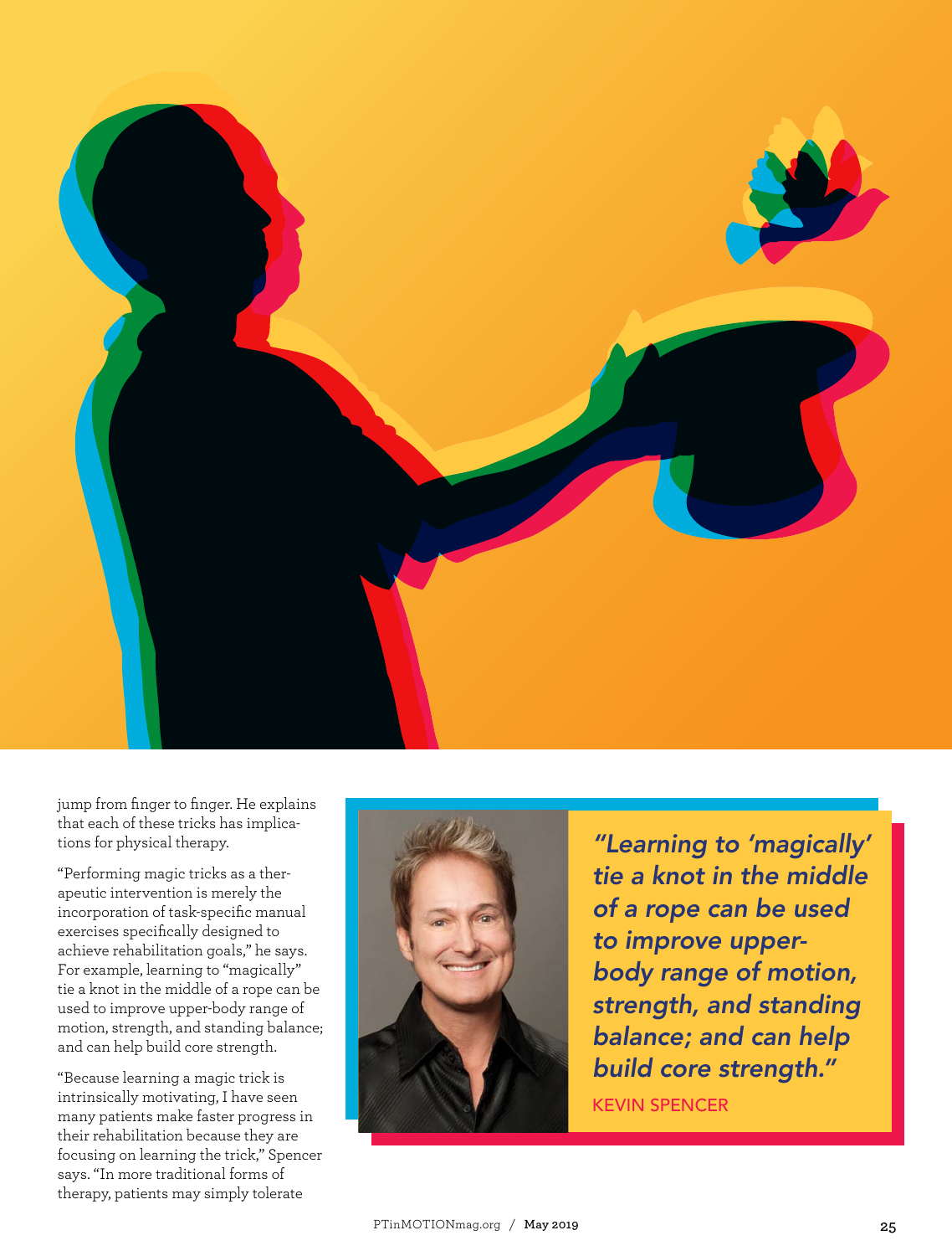jump from finger to finger. He explains that each of these tricks has implications for physical therapy.

"Performing magic tricks as a therapeutic intervention is merely the incorporation of task-specific manual exercises specifically designed to achieve rehabilitation goals," he says. For example, learning to "magically" tie a knot in the middle of a rope can be used to improve upper-body range of motion, strength, and standing balance; and can help build core strength.

"Because learning a magic trick is intrinsically motivating, I have seen many patients make faster progress in their rehabilitation because they are focusing on learning the trick," Spencer says. "In more traditional forms of therapy, patients may simply tolerate

> *"Learning to 'magically' tie a knot in the middle of a rope can be used to improve upper-body range of motion, strength, and standing balance; and can help build core strength."*
>
> KEVIN SPENCER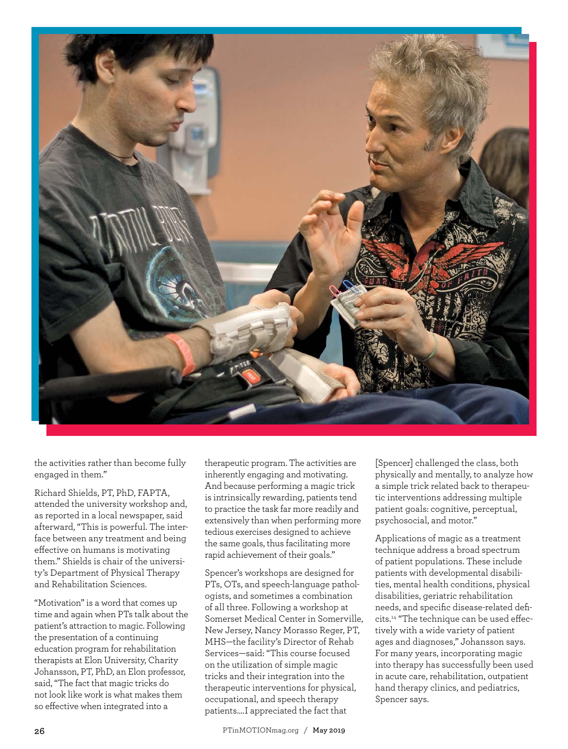the activities rather than become fully engaged in them."

Richard Shields, PT, PhD, FAPTA, attended the university workshop and, as reported in a local newspaper, said afterward, "This is powerful. The interface between any treatment and being effective on humans is motivating them." Shields is chair of the university's Department of Physical Therapy and Rehabilitation Sciences.

"Motivation" is a word that comes up time and again when PTs talk about the patient's attraction to magic. Following the presentation of a continuing education program for rehabilitation therapists at Elon University, Charity Johansson, PT, PhD, an Elon professor, said, "The fact that magic tricks do not look like work is what makes them so effective when integrated into a therapeutic program. The activities are inherently engaging and motivating. And because performing a magic trick is intrinsically rewarding, patients tend to practice the task far more readily and extensively than when performing more tedious exercises designed to achieve the same goals, thus facilitating more rapid achievement of their goals."

Spencer's workshops are designed for PTs, OTs, and speech-language pathologists, and sometimes a combination of all three. Following a workshop at Somerset Medical Center in Somerville, New Jersey, Nancy Morasso Reger, PT, MHS—the facility's Director of Rehab Services—said: "This course focused on the utilization of simple magic tricks and their integration into the therapeutic interventions for physical, occupational, and speech therapy patients....I appreciated the fact that [Spencer] challenged the class, both physically and mentally, to analyze how a simple trick related back to therapeutic interventions addressing multiple patient goals: cognitive, perceptual, psychosocial, and motor."

Applications of magic as a treatment technique address a broad spectrum of patient populations. These include patients with developmental disabilities, mental health conditions, physical disabilities, geriatric rehabilitation needs, and specific disease-related deficits.[14] "The technique can be used effectively with a wide variety of patient ages and diagnoses," Johansson says. For many years, incorporating magic into therapy has successfully been used in acute care, rehabilitation, outpatient hand therapy clinics, and pediatrics, Spencer says.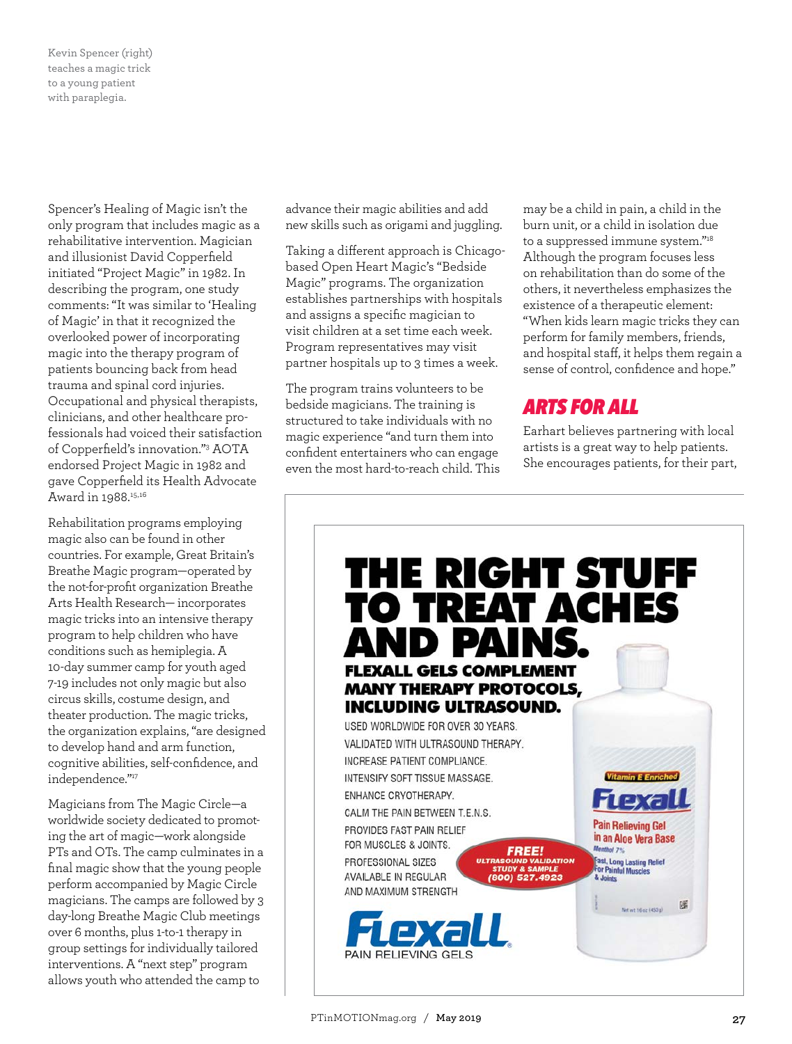Kevin Spencer (right) teaches a magic trick to a young patient with paraplegia.

Spencer's Healing of Magic isn't the only program that includes magic as a rehabilitative intervention. Magician and illusionist David Copperfield initiated "Project Magic" in 1982. In describing the program, one study comments: "It was similar to 'Healing of Magic' in that it recognized the overlooked power of incorporating magic into the therapy program of patients bouncing back from head trauma and spinal cord injuries. Occupational and physical therapists, clinicians, and other healthcare professionals had voiced their satisfaction of Copperfield's innovation."[3] AOTA endorsed Project Magic in 1982 and gave Copperfield its Health Advocate Award in 1988.[15,16]

Rehabilitation programs employing magic also can be found in other countries. For example, Great Britain's Breathe Magic program—operated by the not-for-profit organization Breathe Arts Health Research— incorporates magic tricks into an intensive therapy program to help children who have conditions such as hemiplegia. A 10-day summer camp for youth aged 7-19 includes not only magic but also circus skills, costume design, and theater production. The magic tricks, the organization explains, "are designed to develop hand and arm function, cognitive abilities, self-confidence, and independence."[17]

Magicians from The Magic Circle—a worldwide society dedicated to promoting the art of magic—work alongside PTs and OTs. The camp culminates in a final magic show that the young people perform accompanied by Magic Circle magicians. The camps are followed by 3 day-long Breathe Magic Club meetings over 6 months, plus 1-to-1 therapy in group settings for individually tailored interventions. A "next step" program allows youth who attended the camp to advance their magic abilities and add new skills such as origami and juggling.

Taking a different approach is Chicago-based Open Heart Magic's "Bedside Magic" programs. The organization establishes partnerships with hospitals and assigns a specific magician to visit children at a set time each week. Program representatives may visit partner hospitals up to 3 times a week.

The program trains volunteers to be bedside magicians. The training is structured to take individuals with no magic experience "and turn them into confident entertainers who can engage even the most hard-to-reach child. This may be a child in pain, a child in the burn unit, or a child in isolation due to a suppressed immune system."[18] Although the program focuses less on rehabilitation than do some of the others, it nevertheless emphasizes the existence of a therapeutic element: "When kids learn magic tricks they can perform for family members, friends, and hospital staff, it helps them regain a sense of control, confidence and hope."

## ARTS FOR ALL

Earhart believes partnering with local artists is a great way to help patients. She encourages patients, for their part,

**THE RIGHT STUFF TO TREAT ACHES AND PAINS.**

**FLEXALL GELS COMPLEMENT MANY THERAPY PROTOCOLS, INCLUDING ULTRASOUND.**

USED WORLDWIDE FOR OVER 30 YEARS.
VALIDATED WITH ULTRASOUND THERAPY.
INCREASE PATIENT COMPLIANCE.
INTENSIFY SOFT TISSUE MASSAGE.
ENHANCE CRYOTHERAPY.
CALM THE PAIN BETWEEN T.E.N.S.
PROVIDES FAST PAIN RELIEF FOR MUSCLES & JOINTS.
PROFESSIONAL SIZES AVAILABLE IN REGULAR AND MAXIMUM STRENGTH

**FREE!** ULTRASOUND VALIDATION STUDY & SAMPLE (800) 527.4923

Flexall PAIN RELIEVING GELS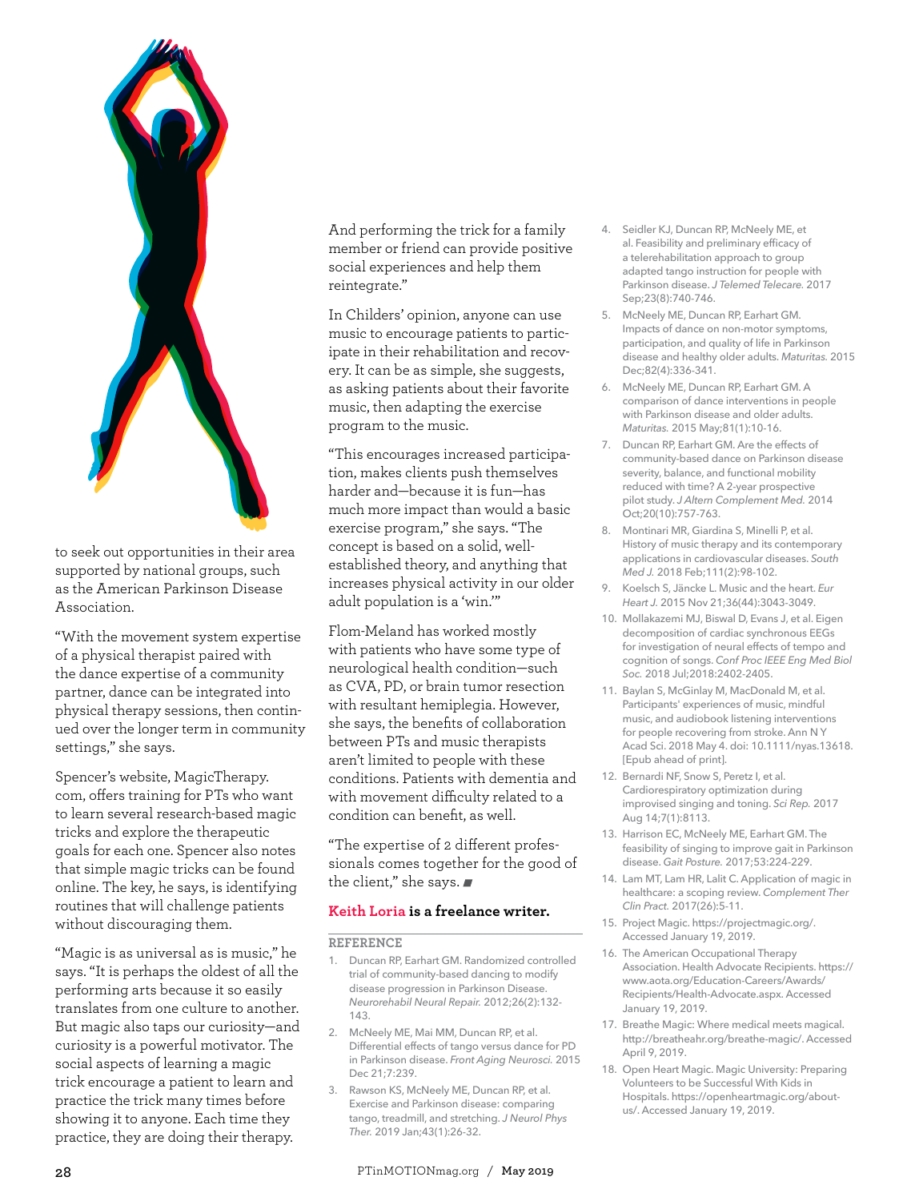to seek out opportunities in their area supported by national groups, such as the American Parkinson Disease Association.

"With the movement system expertise of a physical therapist paired with the dance expertise of a community partner, dance can be integrated into physical therapy sessions, then continued over the longer term in community settings," she says.

Spencer's website, MagicTherapy.com, offers training for PTs who want to learn several research-based magic tricks and explore the therapeutic goals for each one. Spencer also notes that simple magic tricks can be found online. The key, he says, is identifying routines that will challenge patients without discouraging them.

"Magic is as universal as is music," he says. "It is perhaps the oldest of all the performing arts because it so easily translates from one culture to another. But magic also taps our curiosity—and curiosity is a powerful motivator. The social aspects of learning a magic trick encourage a patient to learn and practice the trick many times before showing it to anyone. Each time they practice, they are doing their therapy. And performing the trick for a family member or friend can provide positive social experiences and help them reintegrate."

In Childers' opinion, anyone can use music to encourage patients to participate in their rehabilitation and recovery. It can be as simple, she suggests, as asking patients about their favorite music, then adapting the exercise program to the music.

"This encourages increased participation, makes clients push themselves harder and—because it is fun—has much more impact than would a basic exercise program," she says. "The concept is based on a solid, well-established theory, and anything that increases physical activity in our older adult population is a 'win.'"

Flom-Meland has worked mostly with patients who have some type of neurological health condition—such as CVA, PD, or brain tumor resection with resultant hemiplegia. However, she says, the benefits of collaboration between PTs and music therapists aren't limited to people with these conditions. Patients with dementia and with movement difficulty related to a condition can benefit, as well.

"The expertise of 2 different professionals comes together for the good of the client," she says. ■

**Keith Loria is a freelance writer.**

## REFERENCE

1. Duncan RP, Earhart GM. Randomized controlled trial of community-based dancing to modify disease progression in Parkinson Disease. *Neurorehabil Neural Repair.* 2012;26(2):132-143.
2. McNeely ME, Mai MM, Duncan RP, et al. Differential effects of tango versus dance for PD in Parkinson disease. *Front Aging Neurosci.* 2015 Dec 21;7:239.
3. Rawson KS, McNeely ME, Duncan RP, et al. Exercise and Parkinson disease: comparing tango, treadmill, and stretching. *J Neurol Phys Ther.* 2019 Jan;43(1):26-32.
4. Seidler KJ, Duncan RP, McNeely ME, et al. Feasibility and preliminary efficacy of a telerehabilitation approach to group adapted tango instruction for people with Parkinson disease. *J Telemed Telecare.* 2017 Sep;23(8):740-746.
5. McNeely ME, Duncan RP, Earhart GM. Impacts of dance on non-motor symptoms, participation, and quality of life in Parkinson disease and healthy older adults. *Maturitas.* 2015 Dec;82(4):336-341.
6. McNeely ME, Duncan RP, Earhart GM. A comparison of dance interventions in people with Parkinson disease and older adults. *Maturitas.* 2015 May;81(1):10-16.
7. Duncan RP, Earhart GM. Are the effects of community-based dance on Parkinson disease severity, balance, and functional mobility reduced with time? A 2-year prospective pilot study. *J Altern Complement Med.* 2014 Oct;20(10):757-763.
8. Montinari MR, Giardina S, Minelli P, et al. History of music therapy and its contemporary applications in cardiovascular diseases. *South Med J.* 2018 Feb;111(2):98-102.
9. Koelsch S, Jäncke L. Music and the heart. *Eur Heart J.* 2015 Nov 21;36(44):3043-3049.
10. Mollakazemi MJ, Biswal D, Evans J, et al. Eigen decomposition of cardiac synchronous EEGs for investigation of neural effects of tempo and cognition of songs. *Conf Proc IEEE Eng Med Biol Soc.* 2018 Jul;2018:2402-2405.
11. Baylan S, McGinlay M, MacDonald M, et al. Participants' experiences of music, mindful music, and audiobook listening interventions for people recovering from stroke. Ann N Y Acad Sci. 2018 May 4. doi: 10.1111/nyas.13618. [Epub ahead of print].
12. Bernardi NF, Snow S, Peretz I, et al. Cardiorespiratory optimization during improvised singing and toning. *Sci Rep.* 2017 Aug 14;7(1):8113.
13. Harrison EC, McNeely ME, Earhart GM. The feasibility of singing to improve gait in Parkinson disease. *Gait Posture.* 2017;53:224-229.
14. Lam MT, Lam HR, Lalit C. Application of magic in healthcare: a scoping review. *Complement Ther Clin Pract.* 2017(26):5-11.
15. Project Magic. https://projectmagic.org/. Accessed January 19, 2019.
16. The American Occupational Therapy Association. Health Advocate Recipients. https://www.aota.org/Education-Careers/Awards/Recipients/Health-Advocate.aspx. Accessed January 19, 2019.
17. Breathe Magic: Where medical meets magical. http://breatheahr.org/breathe-magic/. Accessed April 9, 2019.
18. Open Heart Magic. Magic University: Preparing Volunteers to be Successful With Kids in Hospitals. https://openheartmagic.org/about-us/. Accessed January 19, 2019.